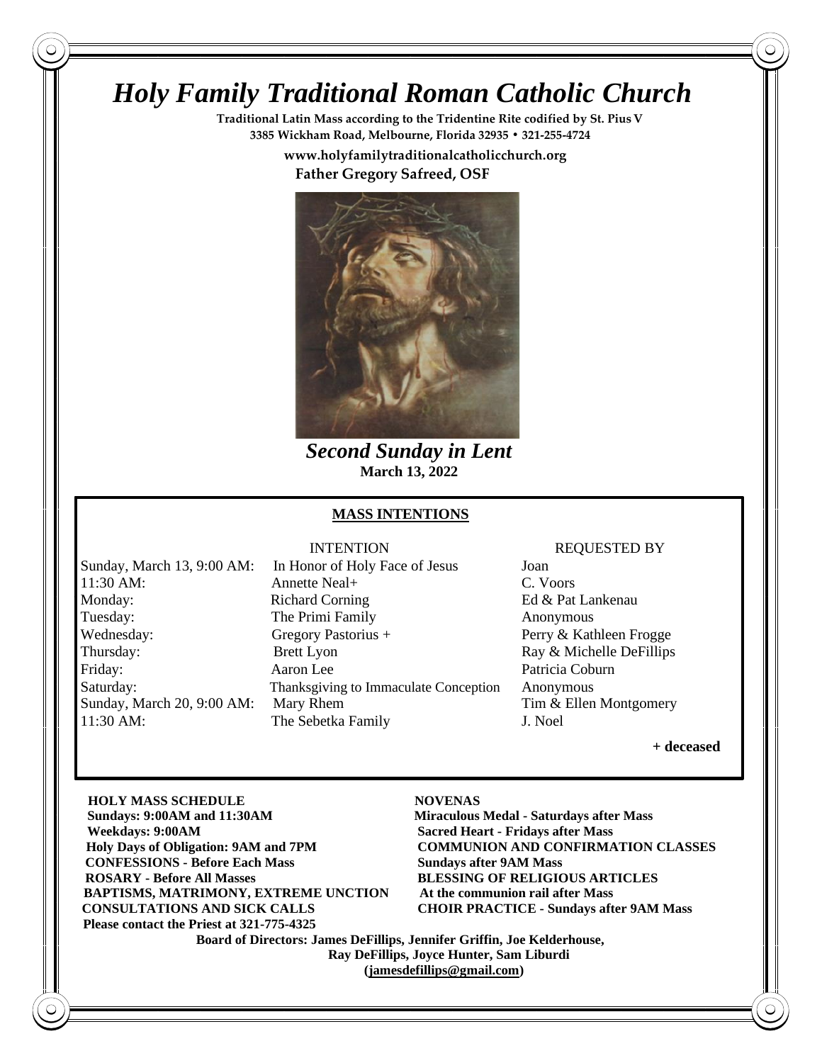# *Holy Family Traditional Roman Catholic Church*

**Traditional Latin Mass according to the Tridentine Rite codified by St. Pius V**
**3385 Wickham Road, Melbourne, Florida 32935 • 321-255-4724**

**www.holyfamilytraditionalcatholicchurch.org**
**Father Gregory Safreed, OSF**

***Second Sunday in Lent***
**March 13, 2022**

## MASS INTENTIONS

| | INTENTION | REQUESTED BY |
|---|---|---|
| Sunday, March 13, 9:00 AM: | In Honor of Holy Face of Jesus | Joan |
| 11:30 AM: | Annette Neal+ | C. Voors |
| Monday: | Richard Corning | Ed & Pat Lankenau |
| Tuesday: | The Primi Family | Anonymous |
| Wednesday: | Gregory Pastorius + | Perry & Kathleen Frogge |
| Thursday: | Brett Lyon | Ray & Michelle DeFillips |
| Friday: | Aaron Lee | Patricia Coburn |
| Saturday: | Thanksgiving to Immaculate Conception | Anonymous |
| Sunday, March 20, 9:00 AM: | Mary Rhem | Tim & Ellen Montgomery |
| 11:30 AM: | The Sebetka Family | J. Noel |

**+ deceased**

**HOLY MASS SCHEDULE**
**Sundays: 9:00AM and 11:30AM**
**Weekdays: 9:00AM**
**Holy Days of Obligation: 9AM and 7PM**
**CONFESSIONS - Before Each Mass**
**ROSARY - Before All Masses**
**BAPTISMS, MATRIMONY, EXTREME UNCTION**
**CONSULTATIONS AND SICK CALLS**
**Please contact the Priest at 321-775-4325**

**NOVENAS**
**Miraculous Medal - Saturdays after Mass**
**Sacred Heart - Fridays after Mass**
**COMMUNION AND CONFIRMATION CLASSES**
**Sundays after 9AM Mass**
**BLESSING OF RELIGIOUS ARTICLES**
**At the communion rail after Mass**
**CHOIR PRACTICE - Sundays after 9AM Mass**

**Board of Directors: James DeFillips, Jennifer Griffin, Joe Kelderhouse, Ray DeFillips, Joyce Hunter, Sam Liburdi**
**(jamesdefillips@gmail.com)**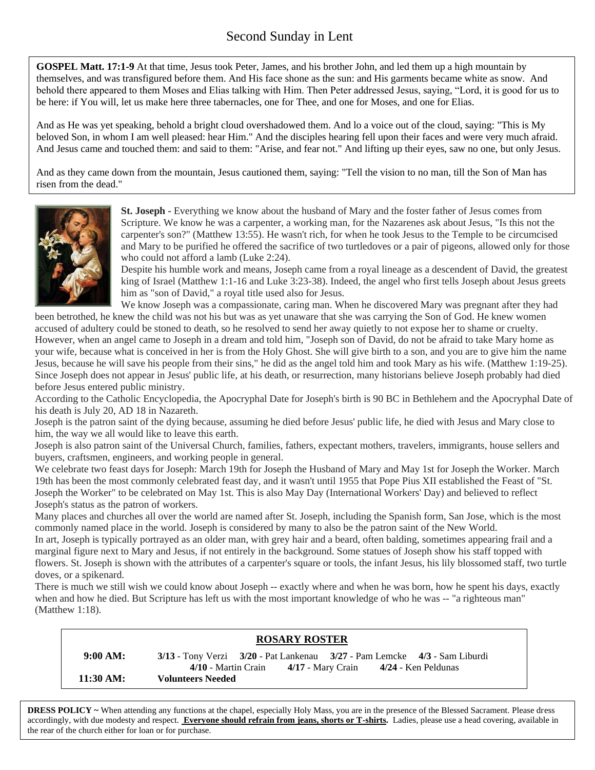# Second Sunday in Lent

**GOSPEL Matt. 17:1-9** At that time, Jesus took Peter, James, and his brother John, and led them up a high mountain by themselves, and was transfigured before them. And His face shone as the sun: and His garments became white as snow. And behold there appeared to them Moses and Elias talking with Him. Then Peter addressed Jesus, saying, "Lord, it is good for us to be here: if You will, let us make here three tabernacles, one for Thee, and one for Moses, and one for Elias.

And as He was yet speaking, behold a bright cloud overshadowed them. And lo a voice out of the cloud, saying: "This is My beloved Son, in whom I am well pleased: hear Him." And the disciples hearing fell upon their faces and were very much afraid. And Jesus came and touched them: and said to them: "Arise, and fear not." And lifting up their eyes, saw no one, but only Jesus.

And as they came down from the mountain, Jesus cautioned them, saying: "Tell the vision to no man, till the Son of Man has risen from the dead."

**St. Joseph** - Everything we know about the husband of Mary and the foster father of Jesus comes from Scripture. We know he was a carpenter, a working man, for the Nazarenes ask about Jesus, "Is this not the carpenter's son?" (Matthew 13:55). He wasn't rich, for when he took Jesus to the Temple to be circumcised and Mary to be purified he offered the sacrifice of two turtledoves or a pair of pigeons, allowed only for those who could not afford a lamb (Luke 2:24).

Despite his humble work and means, Joseph came from a royal lineage as a descendent of David, the greatest king of Israel (Matthew 1:1-16 and Luke 3:23-38). Indeed, the angel who first tells Joseph about Jesus greets him as "son of David," a royal title used also for Jesus.

We know Joseph was a compassionate, caring man. When he discovered Mary was pregnant after they had been betrothed, he knew the child was not his but was as yet unaware that she was carrying the Son of God. He knew women accused of adultery could be stoned to death, so he resolved to send her away quietly to not expose her to shame or cruelty. However, when an angel came to Joseph in a dream and told him, "Joseph son of David, do not be afraid to take Mary home as your wife, because what is conceived in her is from the Holy Ghost. She will give birth to a son, and you are to give him the name Jesus, because he will save his people from their sins," he did as the angel told him and took Mary as his wife. (Matthew 1:19-25). Since Joseph does not appear in Jesus' public life, at his death, or resurrection, many historians believe Joseph probably had died before Jesus entered public ministry.

According to the Catholic Encyclopedia, the Apocryphal Date for Joseph's birth is 90 BC in Bethlehem and the Apocryphal Date of his death is July 20, AD 18 in Nazareth.

Joseph is the patron saint of the dying because, assuming he died before Jesus' public life, he died with Jesus and Mary close to him, the way we all would like to leave this earth.

Joseph is also patron saint of the Universal Church, families, fathers, expectant mothers, travelers, immigrants, house sellers and buyers, craftsmen, engineers, and working people in general.

We celebrate two feast days for Joseph: March 19th for Joseph the Husband of Mary and May 1st for Joseph the Worker. March 19th has been the most commonly celebrated feast day, and it wasn't until 1955 that Pope Pius XII established the Feast of "St. Joseph the Worker" to be celebrated on May 1st. This is also May Day (International Workers' Day) and believed to reflect Joseph's status as the patron of workers.

Many places and churches all over the world are named after St. Joseph, including the Spanish form, San Jose, which is the most commonly named place in the world. Joseph is considered by many to also be the patron saint of the New World.

In art, Joseph is typically portrayed as an older man, with grey hair and a beard, often balding, sometimes appearing frail and a marginal figure next to Mary and Jesus, if not entirely in the background. Some statues of Joseph show his staff topped with flowers. St. Joseph is shown with the attributes of a carpenter's square or tools, the infant Jesus, his lily blossomed staff, two turtle doves, or a spikenard.

There is much we still wish we could know about Joseph -- exactly where and when he was born, how he spent his days, exactly when and how he died. But Scripture has left us with the most important knowledge of who he was -- "a righteous man" (Matthew 1:18).

## ROSARY ROSTER

**9:00 AM:** **3/13** - Tony Verzi **3/20** - Pat Lankenau **3/27** - Pam Lemcke **4/3** - Sam Liburdi **4/10** - Martin Crain **4/17** - Mary Crain **4/24** - Ken Peldunas

**11:30 AM:** **Volunteers Needed**

**DRESS POLICY ~** When attending any functions at the chapel, especially Holy Mass, you are in the presence of the Blessed Sacrament. Please dress accordingly, with due modesty and respect. **Everyone should refrain from jeans, shorts or T-shirts.** Ladies, please use a head covering, available in the rear of the church either for loan or for purchase.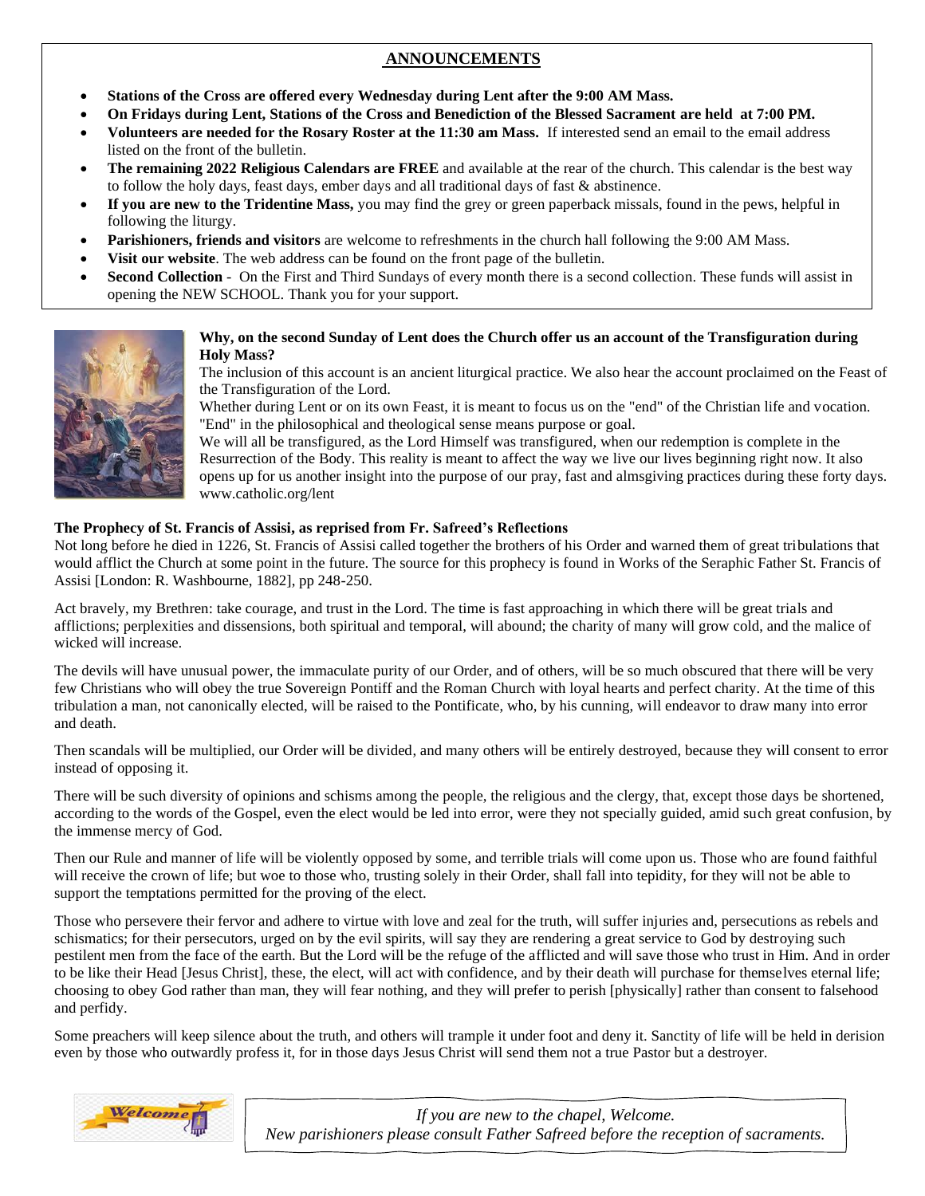## ANNOUNCEMENTS

- **Stations of the Cross are offered every Wednesday during Lent after the 9:00 AM Mass.**
- **On Fridays during Lent, Stations of the Cross and Benediction of the Blessed Sacrament are held at 7:00 PM.**
- **Volunteers are needed for the Rosary Roster at the 11:30 am Mass.** If interested send an email to the email address listed on the front of the bulletin.
- **The remaining 2022 Religious Calendars are FREE** and available at the rear of the church. This calendar is the best way to follow the holy days, feast days, ember days and all traditional days of fast & abstinence.
- **If you are new to the Tridentine Mass,** you may find the grey or green paperback missals, found in the pews, helpful in following the liturgy.
- **Parishioners, friends and visitors** are welcome to refreshments in the church hall following the 9:00 AM Mass.
- **Visit our website**. The web address can be found on the front page of the bulletin.
- **Second Collection** - On the First and Third Sundays of every month there is a second collection. These funds will assist in opening the NEW SCHOOL. Thank you for your support.

**Why, on the second Sunday of Lent does the Church offer us an account of the Transfiguration during Holy Mass?**

The inclusion of this account is an ancient liturgical practice. We also hear the account proclaimed on the Feast of the Transfiguration of the Lord.

Whether during Lent or on its own Feast, it is meant to focus us on the "end" of the Christian life and vocation. "End" in the philosophical and theological sense means purpose or goal.

We will all be transfigured, as the Lord Himself was transfigured, when our redemption is complete in the Resurrection of the Body. This reality is meant to affect the way we live our lives beginning right now. It also opens up for us another insight into the purpose of our pray, fast and almsgiving practices during these forty days.
www.catholic.org/lent

**The Prophecy of St. Francis of Assisi, as reprised from Fr. Safreed's Reflections**

Not long before he died in 1226, St. Francis of Assisi called together the brothers of his Order and warned them of great tribulations that would afflict the Church at some point in the future. The source for this prophecy is found in Works of the Seraphic Father St. Francis of Assisi [London: R. Washbourne, 1882], pp 248-250.

Act bravely, my Brethren: take courage, and trust in the Lord. The time is fast approaching in which there will be great trials and afflictions; perplexities and dissensions, both spiritual and temporal, will abound; the charity of many will grow cold, and the malice of wicked will increase.

The devils will have unusual power, the immaculate purity of our Order, and of others, will be so much obscured that there will be very few Christians who will obey the true Sovereign Pontiff and the Roman Church with loyal hearts and perfect charity. At the time of this tribulation a man, not canonically elected, will be raised to the Pontificate, who, by his cunning, will endeavor to draw many into error and death.

Then scandals will be multiplied, our Order will be divided, and many others will be entirely destroyed, because they will consent to error instead of opposing it.

There will be such diversity of opinions and schisms among the people, the religious and the clergy, that, except those days be shortened, according to the words of the Gospel, even the elect would be led into error, were they not specially guided, amid such great confusion, by the immense mercy of God.

Then our Rule and manner of life will be violently opposed by some, and terrible trials will come upon us. Those who are found faithful will receive the crown of life; but woe to those who, trusting solely in their Order, shall fall into tepidity, for they will not be able to support the temptations permitted for the proving of the elect.

Those who persevere their fervor and adhere to virtue with love and zeal for the truth, will suffer injuries and, persecutions as rebels and schismatics; for their persecutors, urged on by the evil spirits, will say they are rendering a great service to God by destroying such pestilent men from the face of the earth. But the Lord will be the refuge of the afflicted and will save those who trust in Him. And in order to be like their Head [Jesus Christ], these, the elect, will act with confidence, and by their death will purchase for themselves eternal life; choosing to obey God rather than man, they will fear nothing, and they will prefer to perish [physically] rather than consent to falsehood and perfidy.

Some preachers will keep silence about the truth, and others will trample it under foot and deny it. Sanctity of life will be held in derision even by those who outwardly profess it, for in those days Jesus Christ will send them not a true Pastor but a destroyer.

Welcome

*If you are new to the chapel, Welcome.*
*New parishioners please consult Father Safreed before the reception of sacraments.*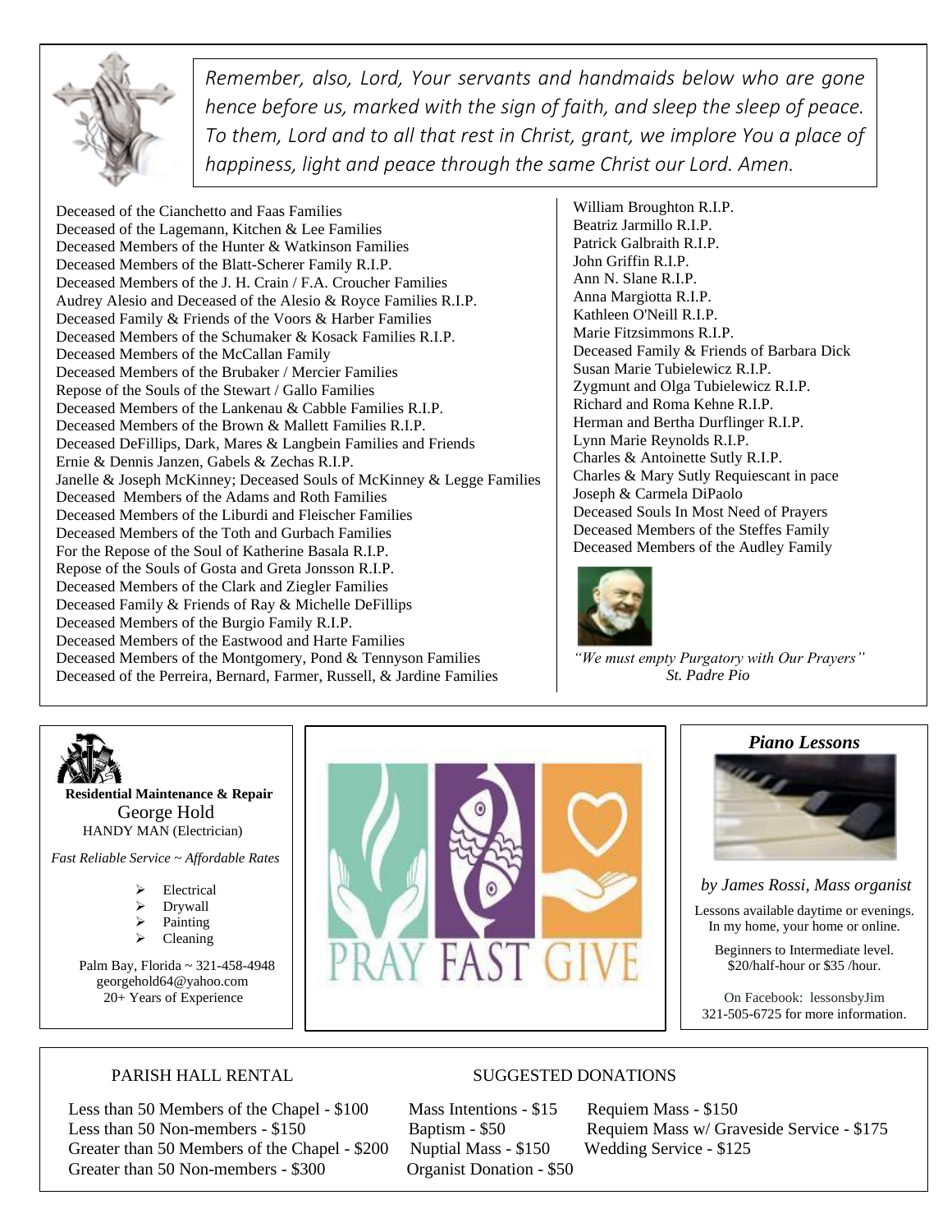*Remember, also, Lord, Your servants and handmaids below who are gone hence before us, marked with the sign of faith, and sleep the sleep of peace. To them, Lord and to all that rest in Christ, grant, we implore You a place of happiness, light and peace through the same Christ our Lord. Amen.*

Deceased of the Cianchetto and Faas Families
Deceased of the Lagemann, Kitchen & Lee Families
Deceased Members of the Hunter & Watkinson Families
Deceased Members of the Blatt-Scherer Family R.I.P.
Deceased Members of the J. H. Crain / F.A. Croucher Families
Audrey Alesio and Deceased of the Alesio & Royce Families R.I.P.
Deceased Family & Friends of the Voors & Harber Families
Deceased Members of the Schumaker & Kosack Families R.I.P.
Deceased Members of the McCallan Family
Deceased Members of the Brubaker / Mercier Families
Repose of the Souls of the Stewart / Gallo Families
Deceased Members of the Lankenau & Cabble Families R.I.P.
Deceased Members of the Brown & Mallett Families R.I.P.
Deceased DeFillips, Dark, Mares & Langbein Families and Friends
Ernie & Dennis Janzen, Gabels & Zechas R.I.P.
Janelle & Joseph McKinney; Deceased Souls of McKinney & Legge Families
Deceased Members of the Adams and Roth Families
Deceased Members of the Liburdi and Fleischer Families
Deceased Members of the Toth and Gurbach Families
For the Repose of the Soul of Katherine Basala R.I.P.
Repose of the Souls of Gosta and Greta Jonsson R.I.P.
Deceased Members of the Clark and Ziegler Families
Deceased Family & Friends of Ray & Michelle DeFillips
Deceased Members of the Burgio Family R.I.P.
Deceased Members of the Eastwood and Harte Families
Deceased Members of the Montgomery, Pond & Tennyson Families
Deceased of the Perreira, Bernard, Farmer, Russell, & Jardine Families

William Broughton R.I.P.
Beatriz Jarmillo R.I.P.
Patrick Galbraith R.I.P.
John Griffin R.I.P.
Ann N. Slane R.I.P.
Anna Margiotta R.I.P.
Kathleen O'Neill R.I.P.
Marie Fitzsimmons R.I.P.
Deceased Family & Friends of Barbara Dick
Susan Marie Tubielewicz R.I.P.
Zygmunt and Olga Tubielewicz R.I.P.
Richard and Roma Kehne R.I.P.
Herman and Bertha Durflinger R.I.P.
Lynn Marie Reynolds R.I.P.
Charles & Antoinette Sutly R.I.P.
Charles & Mary Sutly Requiescant in pace
Joseph & Carmela DiPaolo
Deceased Souls In Most Need of Prayers
Deceased Members of the Steffes Family
Deceased Members of the Audley Family

*"We must empty Purgatory with Our Prayers"*
*St. Padre Pio*

**Residential Maintenance & Repair**
George Hold
HANDY MAN (Electrician)

*Fast Reliable Service ~ Affordable Rates*

- Electrical
- Drywall
- Painting
- Cleaning

Palm Bay, Florida ~ 321-458-4948
georgehold64@yahoo.com
20+ Years of Experience

PRAY FAST GIVE

***Piano Lessons***

*by James Rossi, Mass organist*

Lessons available daytime or evenings. In my home, your home or online.

Beginners to Intermediate level. $20/half-hour or $35 /hour.

On Facebook: lessonsbyJim
321-505-6725 for more information.

PARISH HALL RENTAL

Less than 50 Members of the Chapel - $100
Less than 50 Non-members - $150
Greater than 50 Members of the Chapel - $200
Greater than 50 Non-members - $300

SUGGESTED DONATIONS

Mass Intentions - $15
Baptism - $50
Nuptial Mass - $150
Organist Donation - $50
Requiem Mass - $150
Requiem Mass w/ Graveside Service - $175
Wedding Service - $125